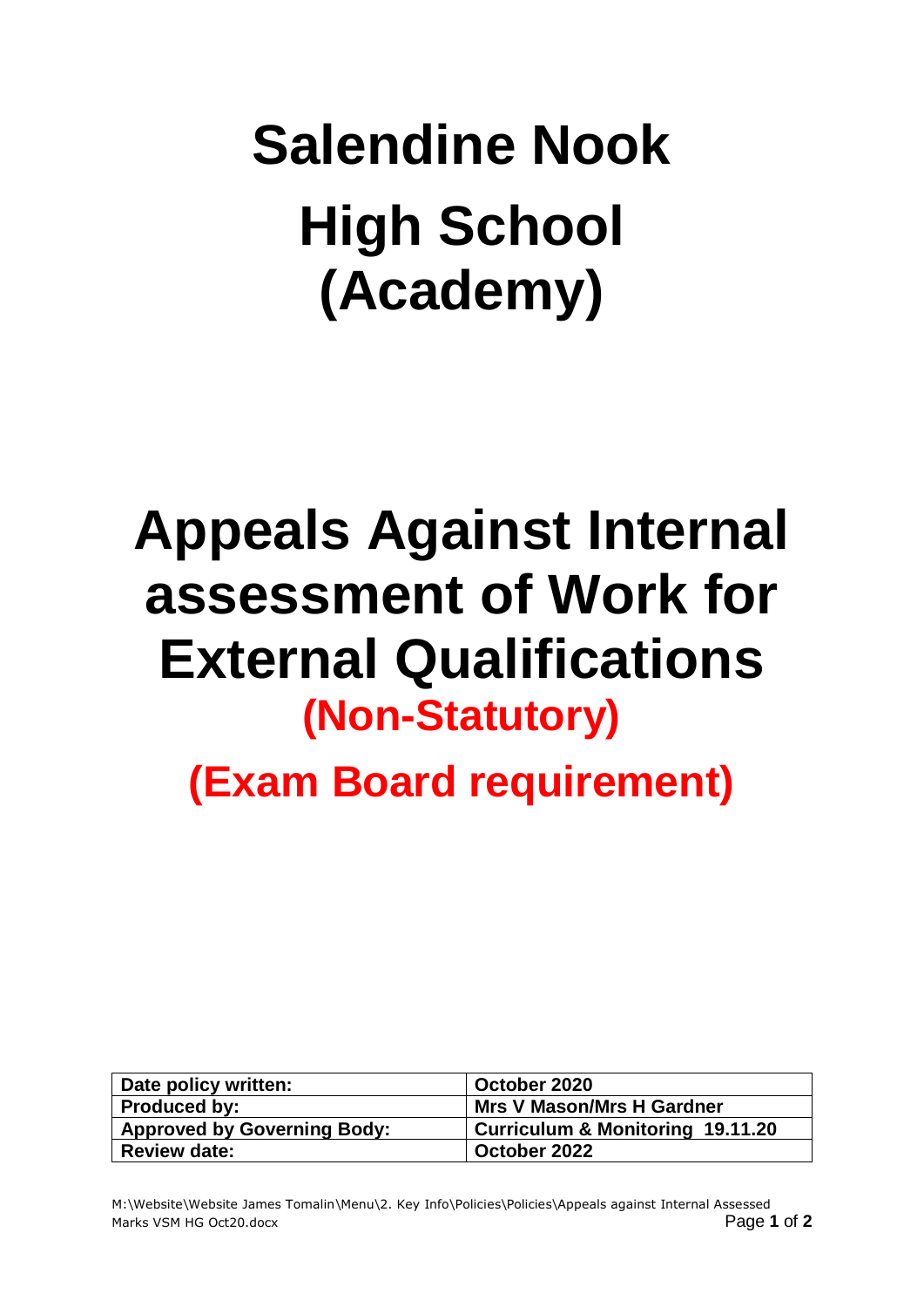# Salendine Nook High School (Academy)

# Appeals Against Internal assessment of Work for External Qualifications

## (Non-Statutory)

## (Exam Board requirement)

| Date policy written: | October 2020 |
|---|---|
| Produced by: | Mrs V Mason/Mrs H Gardner |
| Approved by Governing Body: | Curriculum & Monitoring 19.11.20 |
| Review date: | October 2022 |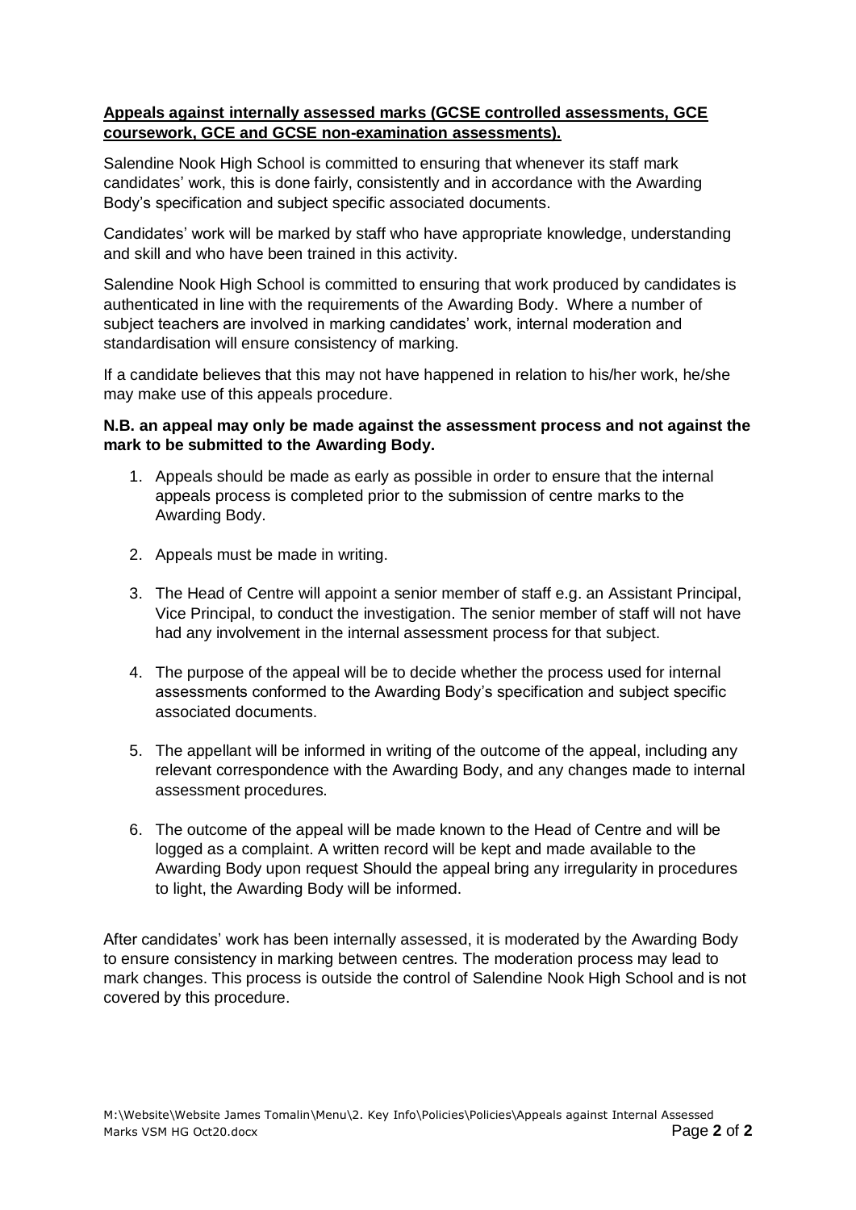**Appeals against internally assessed marks (GCSE controlled assessments, GCE coursework, GCE and GCSE non-examination assessments).**

Salendine Nook High School is committed to ensuring that whenever its staff mark candidates' work, this is done fairly, consistently and in accordance with the Awarding Body's specification and subject specific associated documents.

Candidates' work will be marked by staff who have appropriate knowledge, understanding and skill and who have been trained in this activity.

Salendine Nook High School is committed to ensuring that work produced by candidates is authenticated in line with the requirements of the Awarding Body. Where a number of subject teachers are involved in marking candidates' work, internal moderation and standardisation will ensure consistency of marking.

If a candidate believes that this may not have happened in relation to his/her work, he/she may make use of this appeals procedure.

**N.B. an appeal may only be made against the assessment process and not against the mark to be submitted to the Awarding Body.**

1. Appeals should be made as early as possible in order to ensure that the internal appeals process is completed prior to the submission of centre marks to the Awarding Body.

2. Appeals must be made in writing.

3. The Head of Centre will appoint a senior member of staff e.g. an Assistant Principal, Vice Principal, to conduct the investigation. The senior member of staff will not have had any involvement in the internal assessment process for that subject.

4. The purpose of the appeal will be to decide whether the process used for internal assessments conformed to the Awarding Body's specification and subject specific associated documents.

5. The appellant will be informed in writing of the outcome of the appeal, including any relevant correspondence with the Awarding Body, and any changes made to internal assessment procedures.

6. The outcome of the appeal will be made known to the Head of Centre and will be logged as a complaint. A written record will be kept and made available to the Awarding Body upon request Should the appeal bring any irregularity in procedures to light, the Awarding Body will be informed.

After candidates' work has been internally assessed, it is moderated by the Awarding Body to ensure consistency in marking between centres. The moderation process may lead to mark changes. This process is outside the control of Salendine Nook High School and is not covered by this procedure.